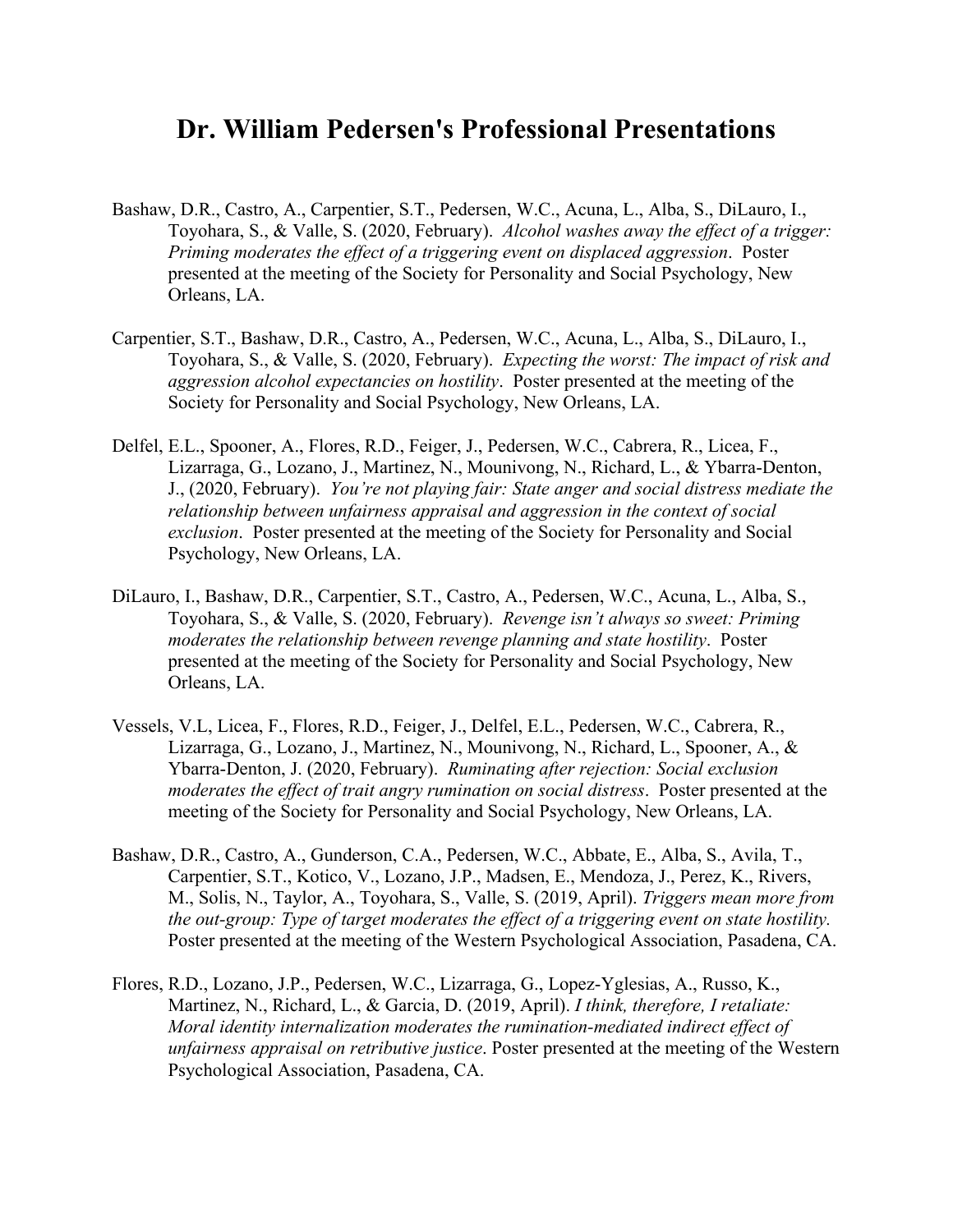# Dr. William Pedersen's Professional Presentations

Bashaw, D.R., Castro, A., Carpentier, S.T., Pedersen, W.C., Acuna, L., Alba, S., DiLauro, I., Toyohara, S., & Valle, S. (2020, February). *Alcohol washes away the effect of a trigger: Priming moderates the effect of a triggering event on displaced aggression*. Poster presented at the meeting of the Society for Personality and Social Psychology, New Orleans, LA.

Carpentier, S.T., Bashaw, D.R., Castro, A., Pedersen, W.C., Acuna, L., Alba, S., DiLauro, I., Toyohara, S., & Valle, S. (2020, February). *Expecting the worst: The impact of risk and aggression alcohol expectancies on hostility*. Poster presented at the meeting of the Society for Personality and Social Psychology, New Orleans, LA.

Delfel, E.L., Spooner, A., Flores, R.D., Feiger, J., Pedersen, W.C., Cabrera, R., Licea, F., Lizarraga, G., Lozano, J., Martinez, N., Mounivong, N., Richard, L., & Ybarra-Denton, J., (2020, February). *You're not playing fair: State anger and social distress mediate the relationship between unfairness appraisal and aggression in the context of social exclusion*. Poster presented at the meeting of the Society for Personality and Social Psychology, New Orleans, LA.

DiLauro, I., Bashaw, D.R., Carpentier, S.T., Castro, A., Pedersen, W.C., Acuna, L., Alba, S., Toyohara, S., & Valle, S. (2020, February). *Revenge isn't always so sweet: Priming moderates the relationship between revenge planning and state hostility*. Poster presented at the meeting of the Society for Personality and Social Psychology, New Orleans, LA.

Vessels, V.L, Licea, F., Flores, R.D., Feiger, J., Delfel, E.L., Pedersen, W.C., Cabrera, R., Lizarraga, G., Lozano, J., Martinez, N., Mounivong, N., Richard, L., Spooner, A., & Ybarra-Denton, J. (2020, February). *Ruminating after rejection: Social exclusion moderates the effect of trait angry rumination on social distress*. Poster presented at the meeting of the Society for Personality and Social Psychology, New Orleans, LA.

Bashaw, D.R., Castro, A., Gunderson, C.A., Pedersen, W.C., Abbate, E., Alba, S., Avila, T., Carpentier, S.T., Kotico, V., Lozano, J.P., Madsen, E., Mendoza, J., Perez, K., Rivers, M., Solis, N., Taylor, A., Toyohara, S., Valle, S. (2019, April). *Triggers mean more from the out-group: Type of target moderates the effect of a triggering event on state hostility.* Poster presented at the meeting of the Western Psychological Association, Pasadena, CA.

Flores, R.D., Lozano, J.P., Pedersen, W.C., Lizarraga, G., Lopez-Yglesias, A., Russo, K., Martinez, N., Richard, L., & Garcia, D. (2019, April). *I think, therefore, I retaliate: Moral identity internalization moderates the rumination-mediated indirect effect of unfairness appraisal on retributive justice*. Poster presented at the meeting of the Western Psychological Association, Pasadena, CA.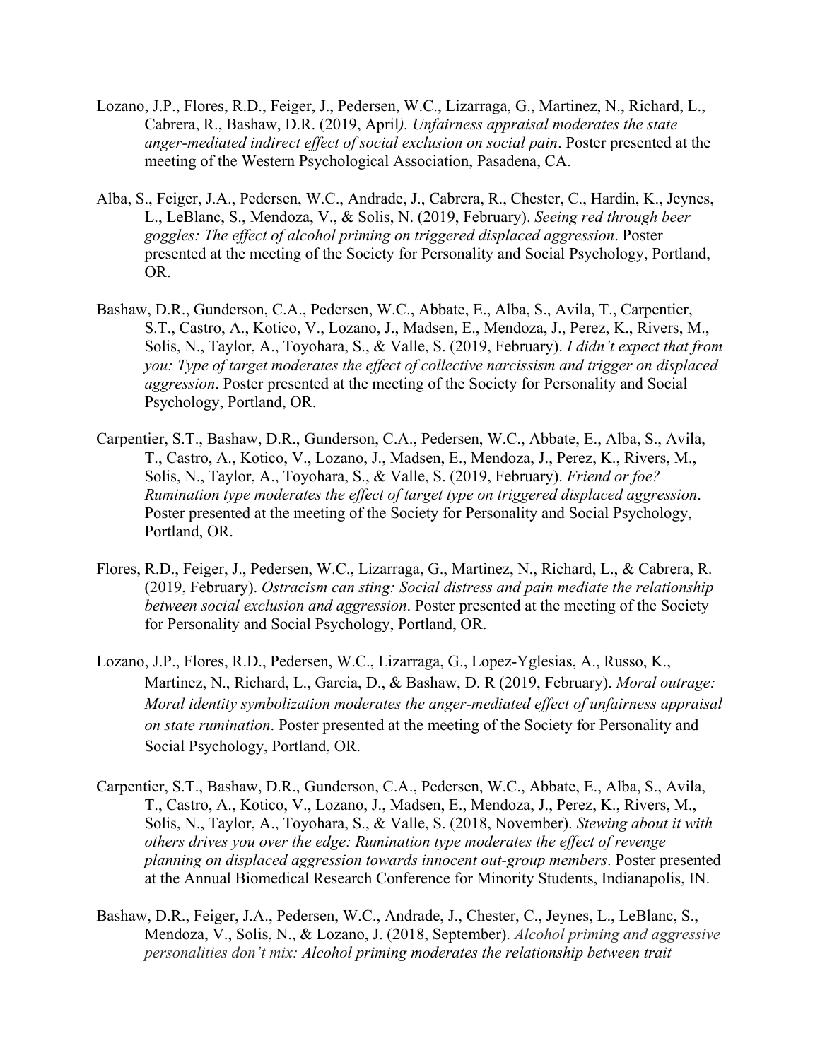Lozano, J.P., Flores, R.D., Feiger, J., Pedersen, W.C., Lizarraga, G., Martinez, N., Richard, L., Cabrera, R., Bashaw, D.R. (2019, April*)*. *Unfairness appraisal moderates the state anger-mediated indirect effect of social exclusion on social pain*. Poster presented at the meeting of the Western Psychological Association, Pasadena, CA.

Alba, S., Feiger, J.A., Pedersen, W.C., Andrade, J., Cabrera, R., Chester, C., Hardin, K., Jeynes, L., LeBlanc, S., Mendoza, V., & Solis, N. (2019, February). *Seeing red through beer goggles: The effect of alcohol priming on triggered displaced aggression*. Poster presented at the meeting of the Society for Personality and Social Psychology, Portland, OR.

Bashaw, D.R., Gunderson, C.A., Pedersen, W.C., Abbate, E., Alba, S., Avila, T., Carpentier, S.T., Castro, A., Kotico, V., Lozano, J., Madsen, E., Mendoza, J., Perez, K., Rivers, M., Solis, N., Taylor, A., Toyohara, S., & Valle, S. (2019, February). *I didn't expect that from you: Type of target moderates the effect of collective narcissism and trigger on displaced aggression*. Poster presented at the meeting of the Society for Personality and Social Psychology, Portland, OR.

Carpentier, S.T., Bashaw, D.R., Gunderson, C.A., Pedersen, W.C., Abbate, E., Alba, S., Avila, T., Castro, A., Kotico, V., Lozano, J., Madsen, E., Mendoza, J., Perez, K., Rivers, M., Solis, N., Taylor, A., Toyohara, S., & Valle, S. (2019, February). *Friend or foe? Rumination type moderates the effect of target type on triggered displaced aggression*. Poster presented at the meeting of the Society for Personality and Social Psychology, Portland, OR.

Flores, R.D., Feiger, J., Pedersen, W.C., Lizarraga, G., Martinez, N., Richard, L., & Cabrera, R. (2019, February). *Ostracism can sting: Social distress and pain mediate the relationship between social exclusion and aggression*. Poster presented at the meeting of the Society for Personality and Social Psychology, Portland, OR.

Lozano, J.P., Flores, R.D., Pedersen, W.C., Lizarraga, G., Lopez-Yglesias, A., Russo, K., Martinez, N., Richard, L., Garcia, D., & Bashaw, D. R (2019, February). *Moral outrage: Moral identity symbolization moderates the anger-mediated effect of unfairness appraisal on state rumination*. Poster presented at the meeting of the Society for Personality and Social Psychology, Portland, OR.

Carpentier, S.T., Bashaw, D.R., Gunderson, C.A., Pedersen, W.C., Abbate, E., Alba, S., Avila, T., Castro, A., Kotico, V., Lozano, J., Madsen, E., Mendoza, J., Perez, K., Rivers, M., Solis, N., Taylor, A., Toyohara, S., & Valle, S. (2018, November). *Stewing about it with others drives you over the edge: Rumination type moderates the effect of revenge planning on displaced aggression towards innocent out-group members*. Poster presented at the Annual Biomedical Research Conference for Minority Students, Indianapolis, IN.

Bashaw, D.R., Feiger, J.A., Pedersen, W.C., Andrade, J., Chester, C., Jeynes, L., LeBlanc, S., Mendoza, V., Solis, N., & Lozano, J. (2018, September). *Alcohol priming and aggressive personalities don't mix: Alcohol priming moderates the relationship between trait*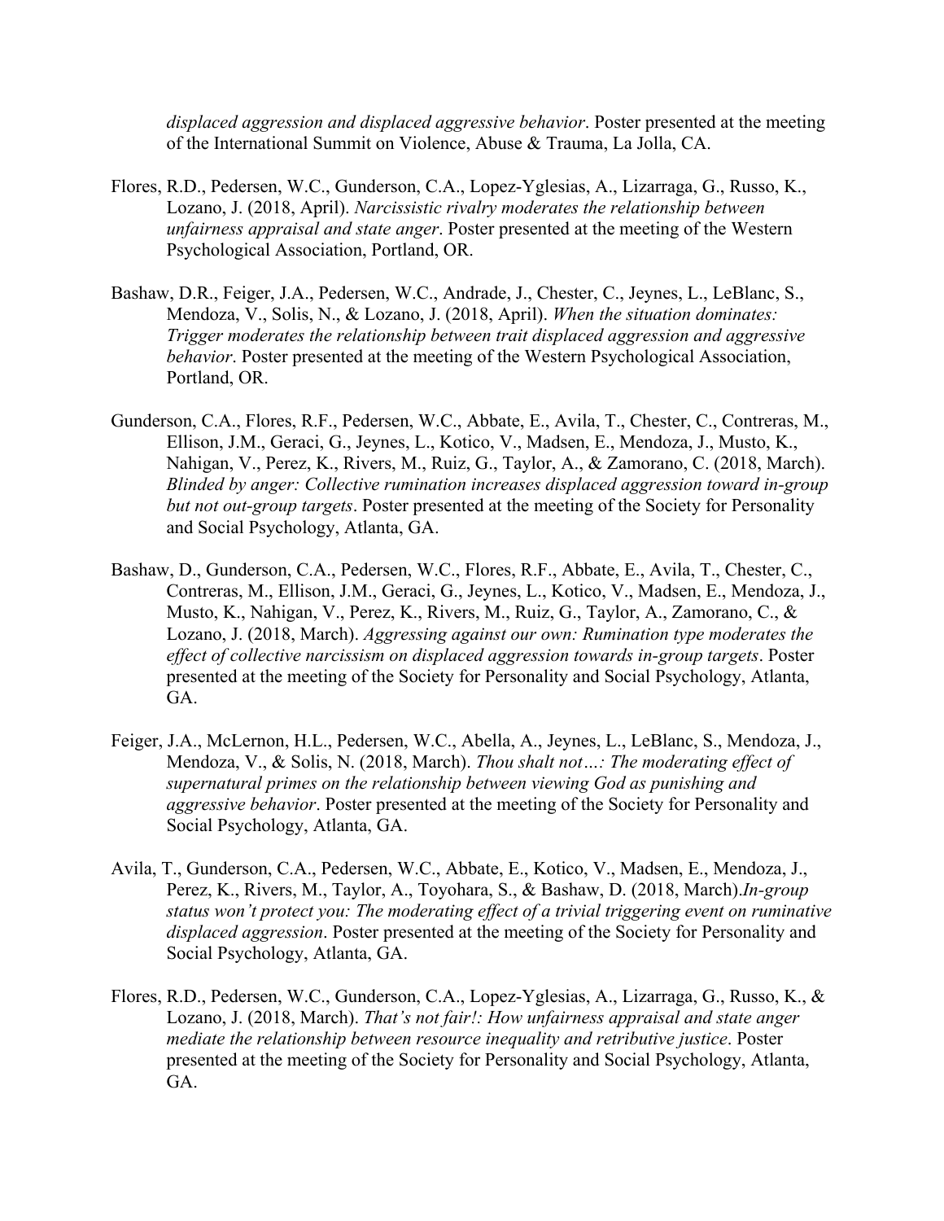*displaced aggression and displaced aggressive behavior*. Poster presented at the meeting of the International Summit on Violence, Abuse & Trauma, La Jolla, CA.

Flores, R.D., Pedersen, W.C., Gunderson, C.A., Lopez-Yglesias, A., Lizarraga, G., Russo, K., Lozano, J. (2018, April). *Narcissistic rivalry moderates the relationship between unfairness appraisal and state anger*. Poster presented at the meeting of the Western Psychological Association, Portland, OR.

Bashaw, D.R., Feiger, J.A., Pedersen, W.C., Andrade, J., Chester, C., Jeynes, L., LeBlanc, S., Mendoza, V., Solis, N., & Lozano, J. (2018, April). *When the situation dominates: Trigger moderates the relationship between trait displaced aggression and aggressive behavior*. Poster presented at the meeting of the Western Psychological Association, Portland, OR.

Gunderson, C.A., Flores, R.F., Pedersen, W.C., Abbate, E., Avila, T., Chester, C., Contreras, M., Ellison, J.M., Geraci, G., Jeynes, L., Kotico, V., Madsen, E., Mendoza, J., Musto, K., Nahigan, V., Perez, K., Rivers, M., Ruiz, G., Taylor, A., & Zamorano, C. (2018, March). *Blinded by anger: Collective rumination increases displaced aggression toward in-group but not out-group targets*. Poster presented at the meeting of the Society for Personality and Social Psychology, Atlanta, GA.

Bashaw, D., Gunderson, C.A., Pedersen, W.C., Flores, R.F., Abbate, E., Avila, T., Chester, C., Contreras, M., Ellison, J.M., Geraci, G., Jeynes, L., Kotico, V., Madsen, E., Mendoza, J., Musto, K., Nahigan, V., Perez, K., Rivers, M., Ruiz, G., Taylor, A., Zamorano, C., & Lozano, J. (2018, March). *Aggressing against our own: Rumination type moderates the effect of collective narcissism on displaced aggression towards in-group targets*. Poster presented at the meeting of the Society for Personality and Social Psychology, Atlanta, GA.

Feiger, J.A., McLernon, H.L., Pedersen, W.C., Abella, A., Jeynes, L., LeBlanc, S., Mendoza, J., Mendoza, V., & Solis, N. (2018, March). *Thou shalt not…: The moderating effect of supernatural primes on the relationship between viewing God as punishing and aggressive behavior*. Poster presented at the meeting of the Society for Personality and Social Psychology, Atlanta, GA.

Avila, T., Gunderson, C.A., Pedersen, W.C., Abbate, E., Kotico, V., Madsen, E., Mendoza, J., Perez, K., Rivers, M., Taylor, A., Toyohara, S., & Bashaw, D. (2018, March).*In-group status won't protect you: The moderating effect of a trivial triggering event on ruminative displaced aggression*. Poster presented at the meeting of the Society for Personality and Social Psychology, Atlanta, GA.

Flores, R.D., Pedersen, W.C., Gunderson, C.A., Lopez-Yglesias, A., Lizarraga, G., Russo, K., & Lozano, J. (2018, March). *That's not fair!: How unfairness appraisal and state anger mediate the relationship between resource inequality and retributive justice*. Poster presented at the meeting of the Society for Personality and Social Psychology, Atlanta, GA.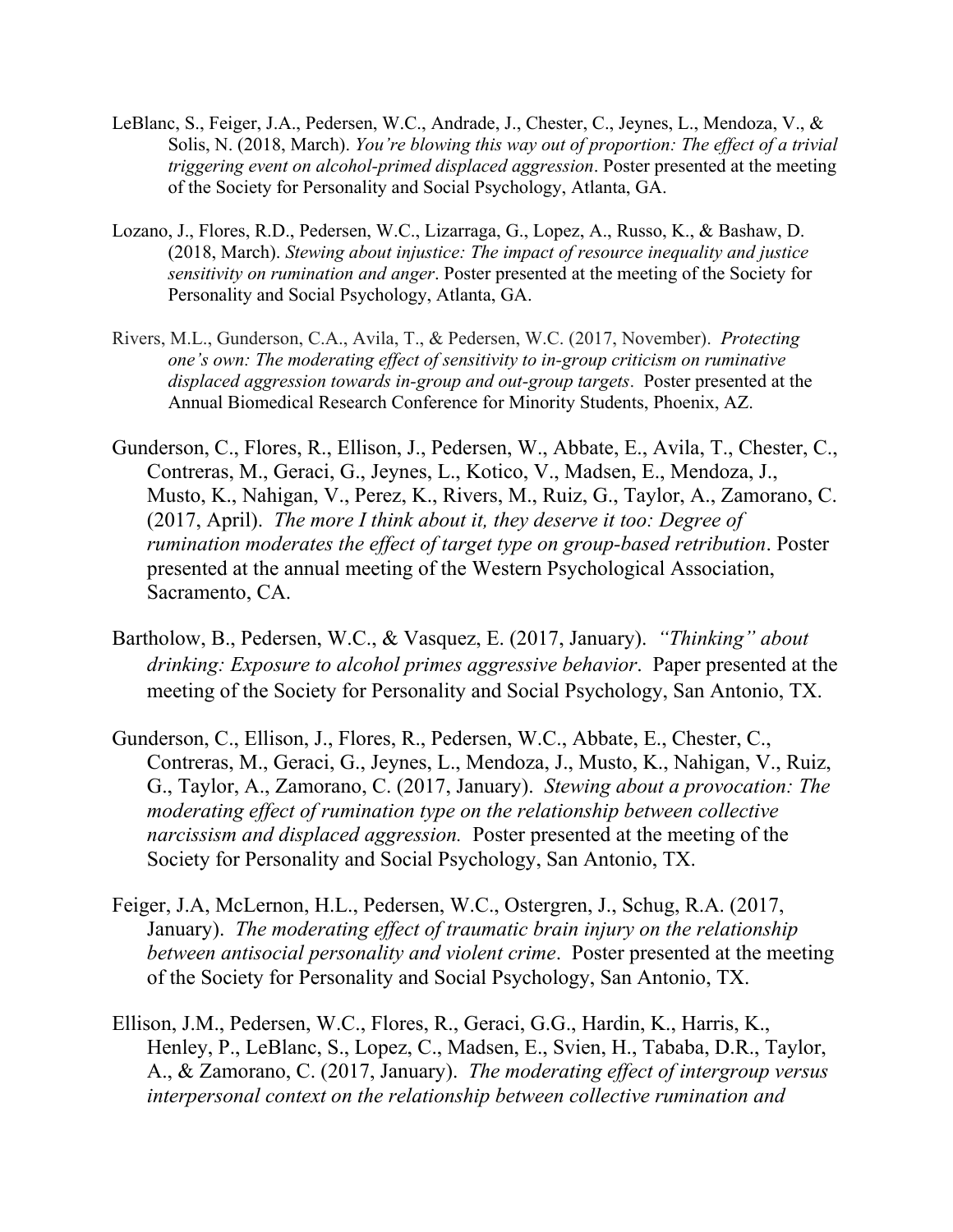LeBlanc, S., Feiger, J.A., Pedersen, W.C., Andrade, J., Chester, C., Jeynes, L., Mendoza, V., & Solis, N. (2018, March). *You're blowing this way out of proportion: The effect of a trivial triggering event on alcohol-primed displaced aggression*. Poster presented at the meeting of the Society for Personality and Social Psychology, Atlanta, GA.

Lozano, J., Flores, R.D., Pedersen, W.C., Lizarraga, G., Lopez, A., Russo, K., & Bashaw, D. (2018, March). *Stewing about injustice: The impact of resource inequality and justice sensitivity on rumination and anger*. Poster presented at the meeting of the Society for Personality and Social Psychology, Atlanta, GA.

Rivers, M.L., Gunderson, C.A., Avila, T., & Pedersen, W.C. (2017, November). *Protecting one's own: The moderating effect of sensitivity to in-group criticism on ruminative displaced aggression towards in-group and out-group targets*. Poster presented at the Annual Biomedical Research Conference for Minority Students, Phoenix, AZ.

Gunderson, C., Flores, R., Ellison, J., Pedersen, W., Abbate, E., Avila, T., Chester, C., Contreras, M., Geraci, G., Jeynes, L., Kotico, V., Madsen, E., Mendoza, J., Musto, K., Nahigan, V., Perez, K., Rivers, M., Ruiz, G., Taylor, A., Zamorano, C. (2017, April). *The more I think about it, they deserve it too: Degree of rumination moderates the effect of target type on group-based retribution*. Poster presented at the annual meeting of the Western Psychological Association, Sacramento, CA.

Bartholow, B., Pedersen, W.C., & Vasquez, E. (2017, January). *"Thinking" about drinking: Exposure to alcohol primes aggressive behavior*. Paper presented at the meeting of the Society for Personality and Social Psychology, San Antonio, TX.

Gunderson, C., Ellison, J., Flores, R., Pedersen, W.C., Abbate, E., Chester, C., Contreras, M., Geraci, G., Jeynes, L., Mendoza, J., Musto, K., Nahigan, V., Ruiz, G., Taylor, A., Zamorano, C. (2017, January). *Stewing about a provocation: The moderating effect of rumination type on the relationship between collective narcissism and displaced aggression.* Poster presented at the meeting of the Society for Personality and Social Psychology, San Antonio, TX.

Feiger, J.A, McLernon, H.L., Pedersen, W.C., Ostergren, J., Schug, R.A. (2017, January). *The moderating effect of traumatic brain injury on the relationship between antisocial personality and violent crime*. Poster presented at the meeting of the Society for Personality and Social Psychology, San Antonio, TX.

Ellison, J.M., Pedersen, W.C., Flores, R., Geraci, G.G., Hardin, K., Harris, K., Henley, P., LeBlanc, S., Lopez, C., Madsen, E., Svien, H., Tababa, D.R., Taylor, A., & Zamorano, C. (2017, January). *The moderating effect of intergroup versus interpersonal context on the relationship between collective rumination and*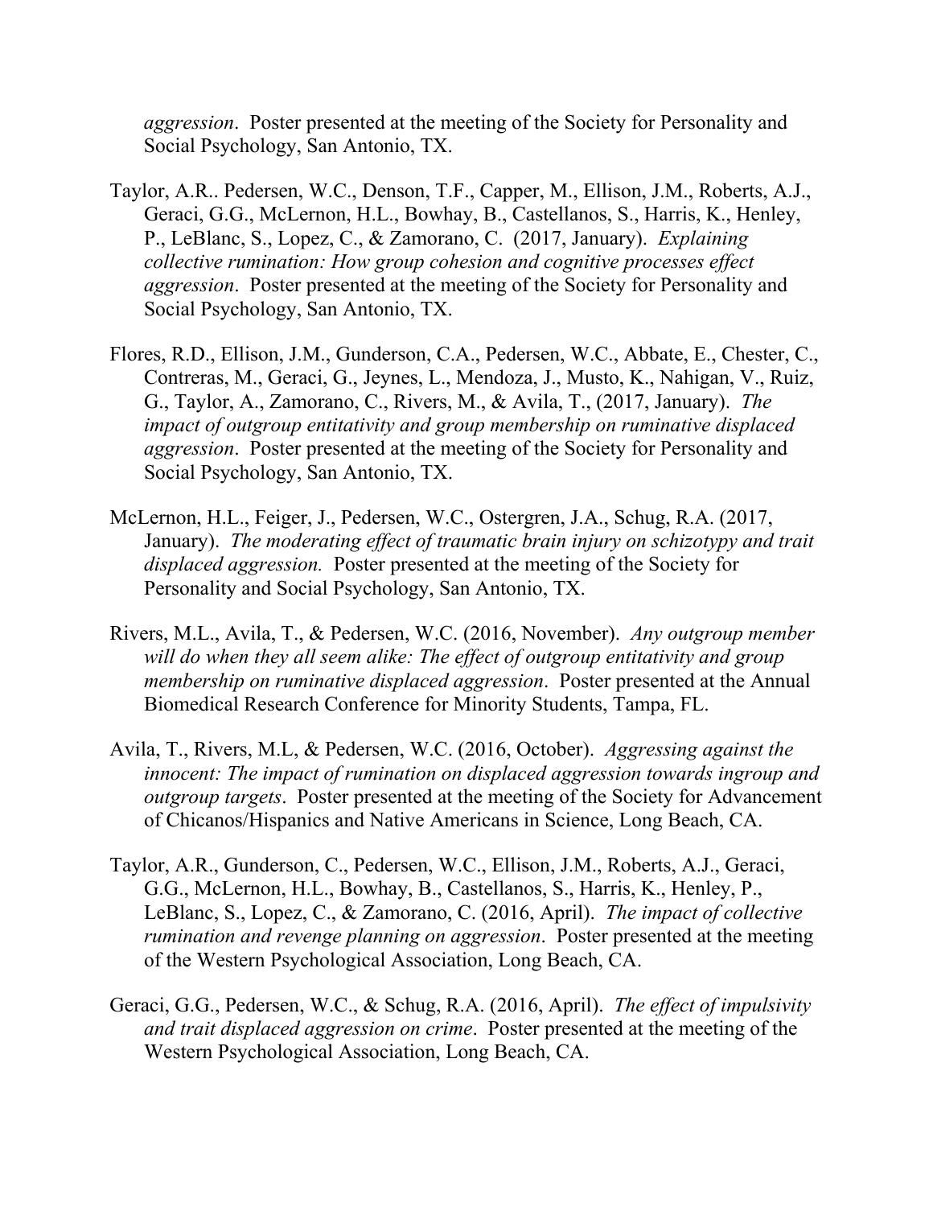*aggression*. Poster presented at the meeting of the Society for Personality and Social Psychology, San Antonio, TX.

Taylor, A.R.. Pedersen, W.C., Denson, T.F., Capper, M., Ellison, J.M., Roberts, A.J., Geraci, G.G., McLernon, H.L., Bowhay, B., Castellanos, S., Harris, K., Henley, P., LeBlanc, S., Lopez, C., & Zamorano, C. (2017, January). *Explaining collective rumination: How group cohesion and cognitive processes effect aggression*. Poster presented at the meeting of the Society for Personality and Social Psychology, San Antonio, TX.

Flores, R.D., Ellison, J.M., Gunderson, C.A., Pedersen, W.C., Abbate, E., Chester, C., Contreras, M., Geraci, G., Jeynes, L., Mendoza, J., Musto, K., Nahigan, V., Ruiz, G., Taylor, A., Zamorano, C., Rivers, M., & Avila, T., (2017, January). *The impact of outgroup entitativity and group membership on ruminative displaced aggression*. Poster presented at the meeting of the Society for Personality and Social Psychology, San Antonio, TX.

McLernon, H.L., Feiger, J., Pedersen, W.C., Ostergren, J.A., Schug, R.A. (2017, January). *The moderating effect of traumatic brain injury on schizotypy and trait displaced aggression.* Poster presented at the meeting of the Society for Personality and Social Psychology, San Antonio, TX.

Rivers, M.L., Avila, T., & Pedersen, W.C. (2016, November). *Any outgroup member will do when they all seem alike: The effect of outgroup entitativity and group membership on ruminative displaced aggression*. Poster presented at the Annual Biomedical Research Conference for Minority Students, Tampa, FL.

Avila, T., Rivers, M.L, & Pedersen, W.C. (2016, October). *Aggressing against the innocent: The impact of rumination on displaced aggression towards ingroup and outgroup targets*. Poster presented at the meeting of the Society for Advancement of Chicanos/Hispanics and Native Americans in Science, Long Beach, CA.

Taylor, A.R., Gunderson, C., Pedersen, W.C., Ellison, J.M., Roberts, A.J., Geraci, G.G., McLernon, H.L., Bowhay, B., Castellanos, S., Harris, K., Henley, P., LeBlanc, S., Lopez, C., & Zamorano, C. (2016, April). *The impact of collective rumination and revenge planning on aggression*. Poster presented at the meeting of the Western Psychological Association, Long Beach, CA.

Geraci, G.G., Pedersen, W.C., & Schug, R.A. (2016, April). *The effect of impulsivity and trait displaced aggression on crime*. Poster presented at the meeting of the Western Psychological Association, Long Beach, CA.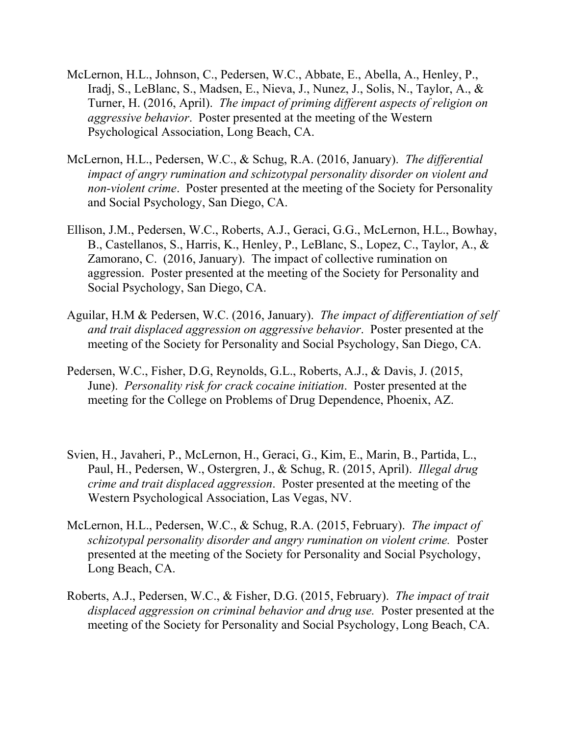McLernon, H.L., Johnson, C., Pedersen, W.C., Abbate, E., Abella, A., Henley, P., Iradj, S., LeBlanc, S., Madsen, E., Nieva, J., Nunez, J., Solis, N., Taylor, A., & Turner, H. (2016, April). *The impact of priming different aspects of religion on aggressive behavior*. Poster presented at the meeting of the Western Psychological Association, Long Beach, CA.

McLernon, H.L., Pedersen, W.C., & Schug, R.A. (2016, January). *The differential impact of angry rumination and schizotypal personality disorder on violent and non-violent crime*. Poster presented at the meeting of the Society for Personality and Social Psychology, San Diego, CA.

Ellison, J.M., Pedersen, W.C., Roberts, A.J., Geraci, G.G., McLernon, H.L., Bowhay, B., Castellanos, S., Harris, K., Henley, P., LeBlanc, S., Lopez, C., Taylor, A., & Zamorano, C. (2016, January). The impact of collective rumination on aggression. Poster presented at the meeting of the Society for Personality and Social Psychology, San Diego, CA.

Aguilar, H.M & Pedersen, W.C. (2016, January). *The impact of differentiation of self and trait displaced aggression on aggressive behavior*. Poster presented at the meeting of the Society for Personality and Social Psychology, San Diego, CA.

Pedersen, W.C., Fisher, D.G, Reynolds, G.L., Roberts, A.J., & Davis, J. (2015, June). *Personality risk for crack cocaine initiation*. Poster presented at the meeting for the College on Problems of Drug Dependence, Phoenix, AZ.

Svien, H., Javaheri, P., McLernon, H., Geraci, G., Kim, E., Marin, B., Partida, L., Paul, H., Pedersen, W., Ostergren, J., & Schug, R. (2015, April). *Illegal drug crime and trait displaced aggression*. Poster presented at the meeting of the Western Psychological Association, Las Vegas, NV.

McLernon, H.L., Pedersen, W.C., & Schug, R.A. (2015, February). *The impact of schizotypal personality disorder and angry rumination on violent crime.* Poster presented at the meeting of the Society for Personality and Social Psychology, Long Beach, CA.

Roberts, A.J., Pedersen, W.C., & Fisher, D.G. (2015, February). *The impact of trait displaced aggression on criminal behavior and drug use.* Poster presented at the meeting of the Society for Personality and Social Psychology, Long Beach, CA.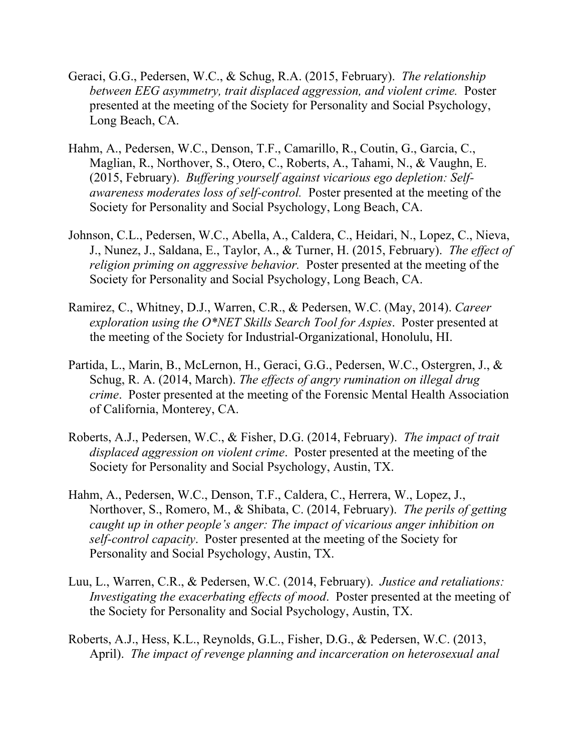Geraci, G.G., Pedersen, W.C., & Schug, R.A. (2015, February). *The relationship between EEG asymmetry, trait displaced aggression, and violent crime.* Poster presented at the meeting of the Society for Personality and Social Psychology, Long Beach, CA.

Hahm, A., Pedersen, W.C., Denson, T.F., Camarillo, R., Coutin, G., Garcia, C., Maglian, R., Northover, S., Otero, C., Roberts, A., Tahami, N., & Vaughn, E. (2015, February). *Buffering yourself against vicarious ego depletion: Self-awareness moderates loss of self-control.* Poster presented at the meeting of the Society for Personality and Social Psychology, Long Beach, CA.

Johnson, C.L., Pedersen, W.C., Abella, A., Caldera, C., Heidari, N., Lopez, C., Nieva, J., Nunez, J., Saldana, E., Taylor, A., & Turner, H. (2015, February). *The effect of religion priming on aggressive behavior.* Poster presented at the meeting of the Society for Personality and Social Psychology, Long Beach, CA.

Ramirez, C., Whitney, D.J., Warren, C.R., & Pedersen, W.C. (May, 2014). *Career exploration using the O*NET Skills Search Tool for Aspies*. Poster presented at the meeting of the Society for Industrial-Organizational, Honolulu, HI.

Partida, L., Marin, B., McLernon, H., Geraci, G.G., Pedersen, W.C., Ostergren, J., & Schug, R. A. (2014, March). *The effects of angry rumination on illegal drug crime*. Poster presented at the meeting of the Forensic Mental Health Association of California, Monterey, CA.

Roberts, A.J., Pedersen, W.C., & Fisher, D.G. (2014, February). *The impact of trait displaced aggression on violent crime*. Poster presented at the meeting of the Society for Personality and Social Psychology, Austin, TX.

Hahm, A., Pedersen, W.C., Denson, T.F., Caldera, C., Herrera, W., Lopez, J., Northover, S., Romero, M., & Shibata, C. (2014, February). *The perils of getting caught up in other people's anger: The impact of vicarious anger inhibition on self-control capacity*. Poster presented at the meeting of the Society for Personality and Social Psychology, Austin, TX.

Luu, L., Warren, C.R., & Pedersen, W.C. (2014, February). *Justice and retaliations: Investigating the exacerbating effects of mood*. Poster presented at the meeting of the Society for Personality and Social Psychology, Austin, TX.

Roberts, A.J., Hess, K.L., Reynolds, G.L., Fisher, D.G., & Pedersen, W.C. (2013, April). *The impact of revenge planning and incarceration on heterosexual anal*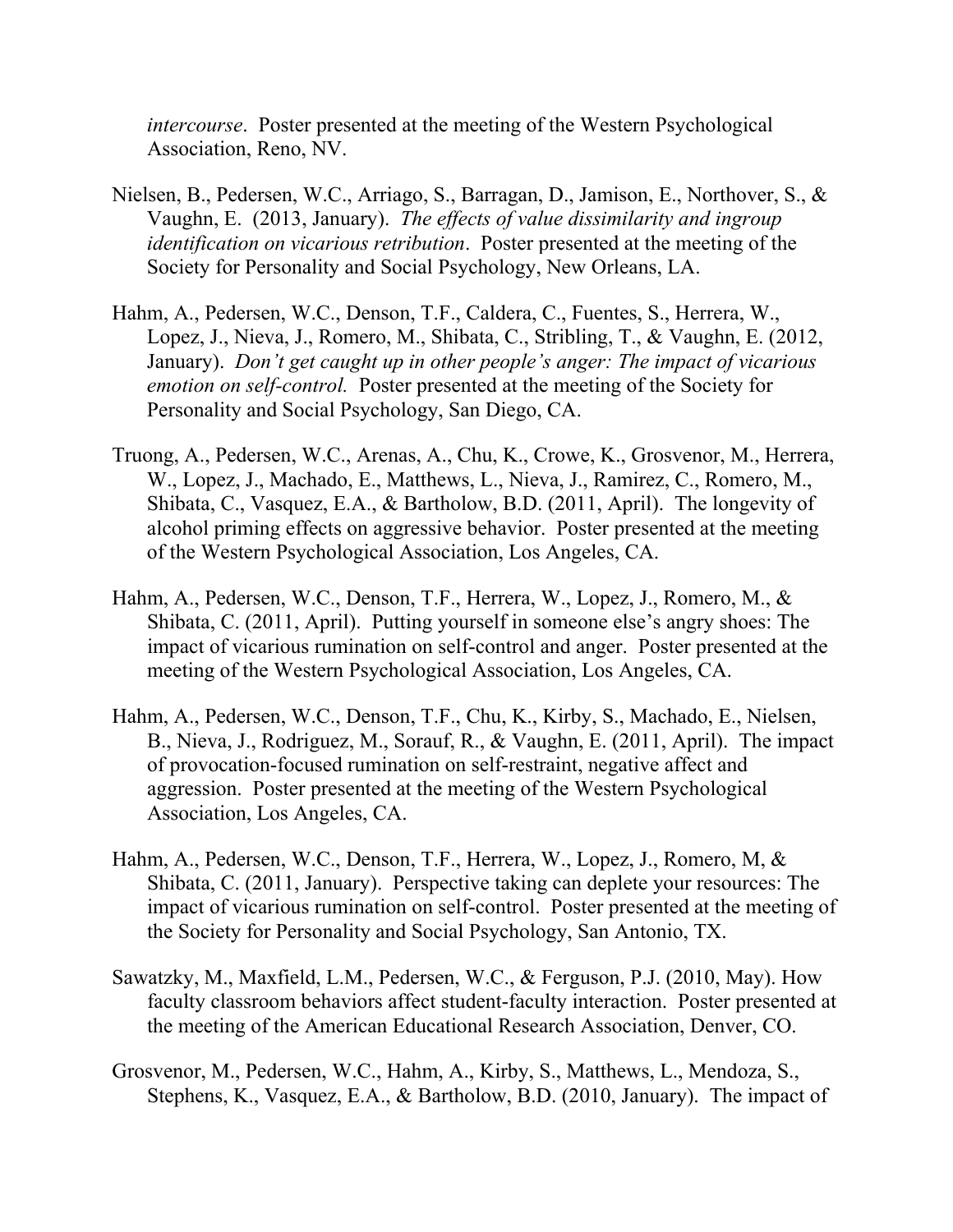*intercourse*. Poster presented at the meeting of the Western Psychological Association, Reno, NV.

Nielsen, B., Pedersen, W.C., Arriago, S., Barragan, D., Jamison, E., Northover, S., & Vaughn, E. (2013, January). *The effects of value dissimilarity and ingroup identification on vicarious retribution*. Poster presented at the meeting of the Society for Personality and Social Psychology, New Orleans, LA.

Hahm, A., Pedersen, W.C., Denson, T.F., Caldera, C., Fuentes, S., Herrera, W., Lopez, J., Nieva, J., Romero, M., Shibata, C., Stribling, T., & Vaughn, E. (2012, January). *Don't get caught up in other people's anger: The impact of vicarious emotion on self-control.* Poster presented at the meeting of the Society for Personality and Social Psychology, San Diego, CA.

Truong, A., Pedersen, W.C., Arenas, A., Chu, K., Crowe, K., Grosvenor, M., Herrera, W., Lopez, J., Machado, E., Matthews, L., Nieva, J., Ramirez, C., Romero, M., Shibata, C., Vasquez, E.A., & Bartholow, B.D. (2011, April). The longevity of alcohol priming effects on aggressive behavior. Poster presented at the meeting of the Western Psychological Association, Los Angeles, CA.

Hahm, A., Pedersen, W.C., Denson, T.F., Herrera, W., Lopez, J., Romero, M., & Shibata, C. (2011, April). Putting yourself in someone else's angry shoes: The impact of vicarious rumination on self-control and anger. Poster presented at the meeting of the Western Psychological Association, Los Angeles, CA.

Hahm, A., Pedersen, W.C., Denson, T.F., Chu, K., Kirby, S., Machado, E., Nielsen, B., Nieva, J., Rodriguez, M., Sorauf, R., & Vaughn, E. (2011, April). The impact of provocation-focused rumination on self-restraint, negative affect and aggression. Poster presented at the meeting of the Western Psychological Association, Los Angeles, CA.

Hahm, A., Pedersen, W.C., Denson, T.F., Herrera, W., Lopez, J., Romero, M, & Shibata, C. (2011, January). Perspective taking can deplete your resources: The impact of vicarious rumination on self-control. Poster presented at the meeting of the Society for Personality and Social Psychology, San Antonio, TX.

Sawatzky, M., Maxfield, L.M., Pedersen, W.C., & Ferguson, P.J. (2010, May). How faculty classroom behaviors affect student-faculty interaction. Poster presented at the meeting of the American Educational Research Association, Denver, CO.

Grosvenor, M., Pedersen, W.C., Hahm, A., Kirby, S., Matthews, L., Mendoza, S., Stephens, K., Vasquez, E.A., & Bartholow, B.D. (2010, January). The impact of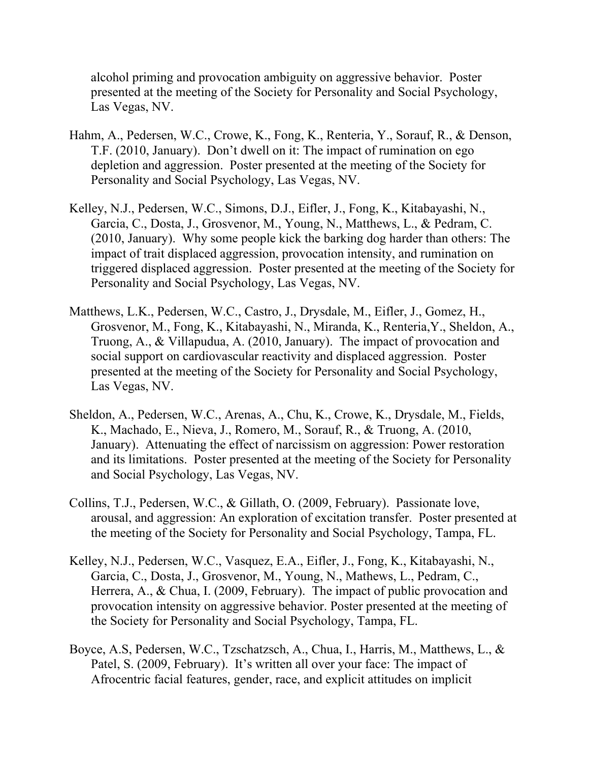alcohol priming and provocation ambiguity on aggressive behavior. Poster presented at the meeting of the Society for Personality and Social Psychology, Las Vegas, NV.

Hahm, A., Pedersen, W.C., Crowe, K., Fong, K., Renteria, Y., Sorauf, R., & Denson, T.F. (2010, January). Don't dwell on it: The impact of rumination on ego depletion and aggression. Poster presented at the meeting of the Society for Personality and Social Psychology, Las Vegas, NV.

Kelley, N.J., Pedersen, W.C., Simons, D.J., Eifler, J., Fong, K., Kitabayashi, N., Garcia, C., Dosta, J., Grosvenor, M., Young, N., Matthews, L., & Pedram, C. (2010, January). Why some people kick the barking dog harder than others: The impact of trait displaced aggression, provocation intensity, and rumination on triggered displaced aggression. Poster presented at the meeting of the Society for Personality and Social Psychology, Las Vegas, NV.

Matthews, L.K., Pedersen, W.C., Castro, J., Drysdale, M., Eifler, J., Gomez, H., Grosvenor, M., Fong, K., Kitabayashi, N., Miranda, K., Renteria,Y., Sheldon, A., Truong, A., & Villapudua, A. (2010, January). The impact of provocation and social support on cardiovascular reactivity and displaced aggression. Poster presented at the meeting of the Society for Personality and Social Psychology, Las Vegas, NV.

Sheldon, A., Pedersen, W.C., Arenas, A., Chu, K., Crowe, K., Drysdale, M., Fields, K., Machado, E., Nieva, J., Romero, M., Sorauf, R., & Truong, A. (2010, January). Attenuating the effect of narcissism on aggression: Power restoration and its limitations. Poster presented at the meeting of the Society for Personality and Social Psychology, Las Vegas, NV.

Collins, T.J., Pedersen, W.C., & Gillath, O. (2009, February). Passionate love, arousal, and aggression: An exploration of excitation transfer. Poster presented at the meeting of the Society for Personality and Social Psychology, Tampa, FL.

Kelley, N.J., Pedersen, W.C., Vasquez, E.A., Eifler, J., Fong, K., Kitabayashi, N., Garcia, C., Dosta, J., Grosvenor, M., Young, N., Mathews, L., Pedram, C., Herrera, A., & Chua, I. (2009, February). The impact of public provocation and provocation intensity on aggressive behavior. Poster presented at the meeting of the Society for Personality and Social Psychology, Tampa, FL.

Boyce, A.S, Pedersen, W.C., Tzschatzsch, A., Chua, I., Harris, M., Matthews, L., & Patel, S. (2009, February). It's written all over your face: The impact of Afrocentric facial features, gender, race, and explicit attitudes on implicit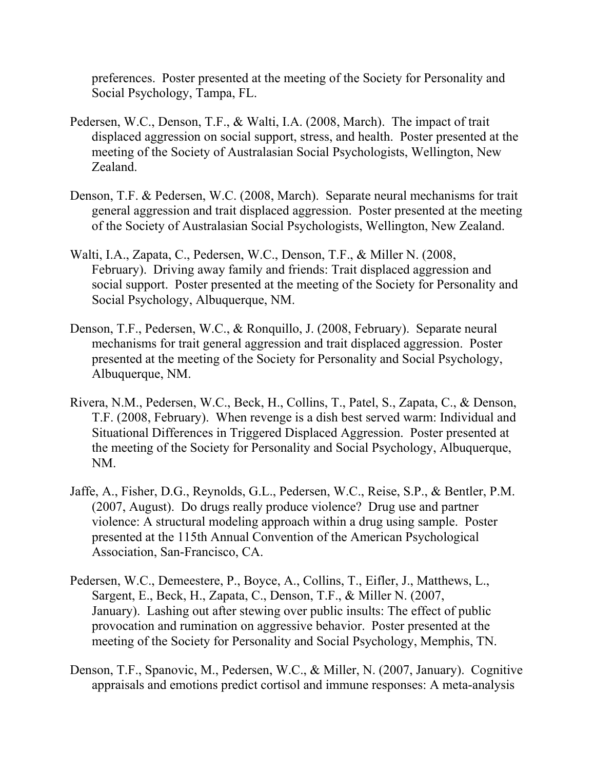preferences. Poster presented at the meeting of the Society for Personality and Social Psychology, Tampa, FL.

Pedersen, W.C., Denson, T.F., & Walti, I.A. (2008, March). The impact of trait displaced aggression on social support, stress, and health. Poster presented at the meeting of the Society of Australasian Social Psychologists, Wellington, New Zealand.

Denson, T.F. & Pedersen, W.C. (2008, March). Separate neural mechanisms for trait general aggression and trait displaced aggression. Poster presented at the meeting of the Society of Australasian Social Psychologists, Wellington, New Zealand.

Walti, I.A., Zapata, C., Pedersen, W.C., Denson, T.F., & Miller N. (2008, February). Driving away family and friends: Trait displaced aggression and social support. Poster presented at the meeting of the Society for Personality and Social Psychology, Albuquerque, NM.

Denson, T.F., Pedersen, W.C., & Ronquillo, J. (2008, February). Separate neural mechanisms for trait general aggression and trait displaced aggression. Poster presented at the meeting of the Society for Personality and Social Psychology, Albuquerque, NM.

Rivera, N.M., Pedersen, W.C., Beck, H., Collins, T., Patel, S., Zapata, C., & Denson, T.F. (2008, February). When revenge is a dish best served warm: Individual and Situational Differences in Triggered Displaced Aggression. Poster presented at the meeting of the Society for Personality and Social Psychology, Albuquerque, NM.

Jaffe, A., Fisher, D.G., Reynolds, G.L., Pedersen, W.C., Reise, S.P., & Bentler, P.M. (2007, August). Do drugs really produce violence? Drug use and partner violence: A structural modeling approach within a drug using sample. Poster presented at the 115th Annual Convention of the American Psychological Association, San-Francisco, CA.

Pedersen, W.C., Demeestere, P., Boyce, A., Collins, T., Eifler, J., Matthews, L., Sargent, E., Beck, H., Zapata, C., Denson, T.F., & Miller N. (2007, January). Lashing out after stewing over public insults: The effect of public provocation and rumination on aggressive behavior. Poster presented at the meeting of the Society for Personality and Social Psychology, Memphis, TN.

Denson, T.F., Spanovic, M., Pedersen, W.C., & Miller, N. (2007, January). Cognitive appraisals and emotions predict cortisol and immune responses: A meta-analysis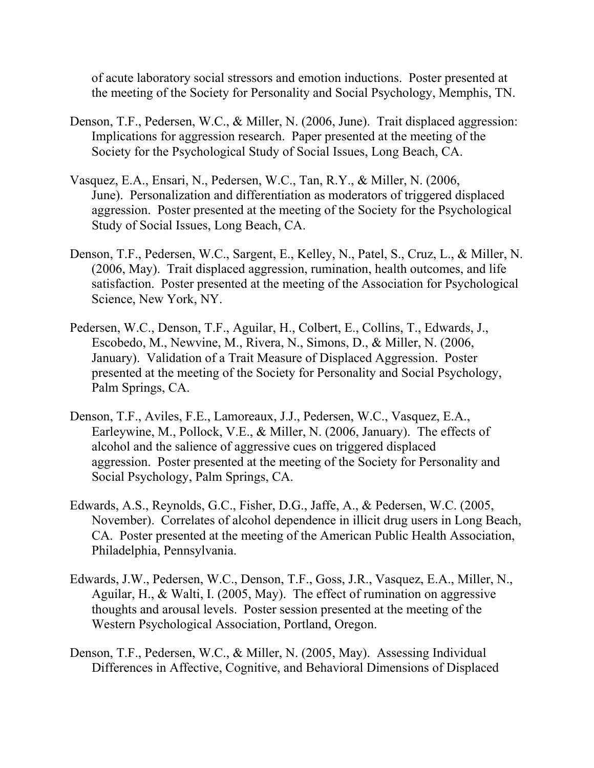of acute laboratory social stressors and emotion inductions. Poster presented at the meeting of the Society for Personality and Social Psychology, Memphis, TN.

Denson, T.F., Pedersen, W.C., & Miller, N. (2006, June). Trait displaced aggression: Implications for aggression research. Paper presented at the meeting of the Society for the Psychological Study of Social Issues, Long Beach, CA.

Vasquez, E.A., Ensari, N., Pedersen, W.C., Tan, R.Y., & Miller, N. (2006, June). Personalization and differentiation as moderators of triggered displaced aggression. Poster presented at the meeting of the Society for the Psychological Study of Social Issues, Long Beach, CA.

Denson, T.F., Pedersen, W.C., Sargent, E., Kelley, N., Patel, S., Cruz, L., & Miller, N. (2006, May). Trait displaced aggression, rumination, health outcomes, and life satisfaction. Poster presented at the meeting of the Association for Psychological Science, New York, NY.

Pedersen, W.C., Denson, T.F., Aguilar, H., Colbert, E., Collins, T., Edwards, J., Escobedo, M., Newvine, M., Rivera, N., Simons, D., & Miller, N. (2006, January). Validation of a Trait Measure of Displaced Aggression. Poster presented at the meeting of the Society for Personality and Social Psychology, Palm Springs, CA.

Denson, T.F., Aviles, F.E., Lamoreaux, J.J., Pedersen, W.C., Vasquez, E.A., Earleywine, M., Pollock, V.E., & Miller, N. (2006, January). The effects of alcohol and the salience of aggressive cues on triggered displaced aggression. Poster presented at the meeting of the Society for Personality and Social Psychology, Palm Springs, CA.

Edwards, A.S., Reynolds, G.C., Fisher, D.G., Jaffe, A., & Pedersen, W.C. (2005, November). Correlates of alcohol dependence in illicit drug users in Long Beach, CA. Poster presented at the meeting of the American Public Health Association, Philadelphia, Pennsylvania.

Edwards, J.W., Pedersen, W.C., Denson, T.F., Goss, J.R., Vasquez, E.A., Miller, N., Aguilar, H., & Walti, I. (2005, May). The effect of rumination on aggressive thoughts and arousal levels. Poster session presented at the meeting of the Western Psychological Association, Portland, Oregon.

Denson, T.F., Pedersen, W.C., & Miller, N. (2005, May). Assessing Individual Differences in Affective, Cognitive, and Behavioral Dimensions of Displaced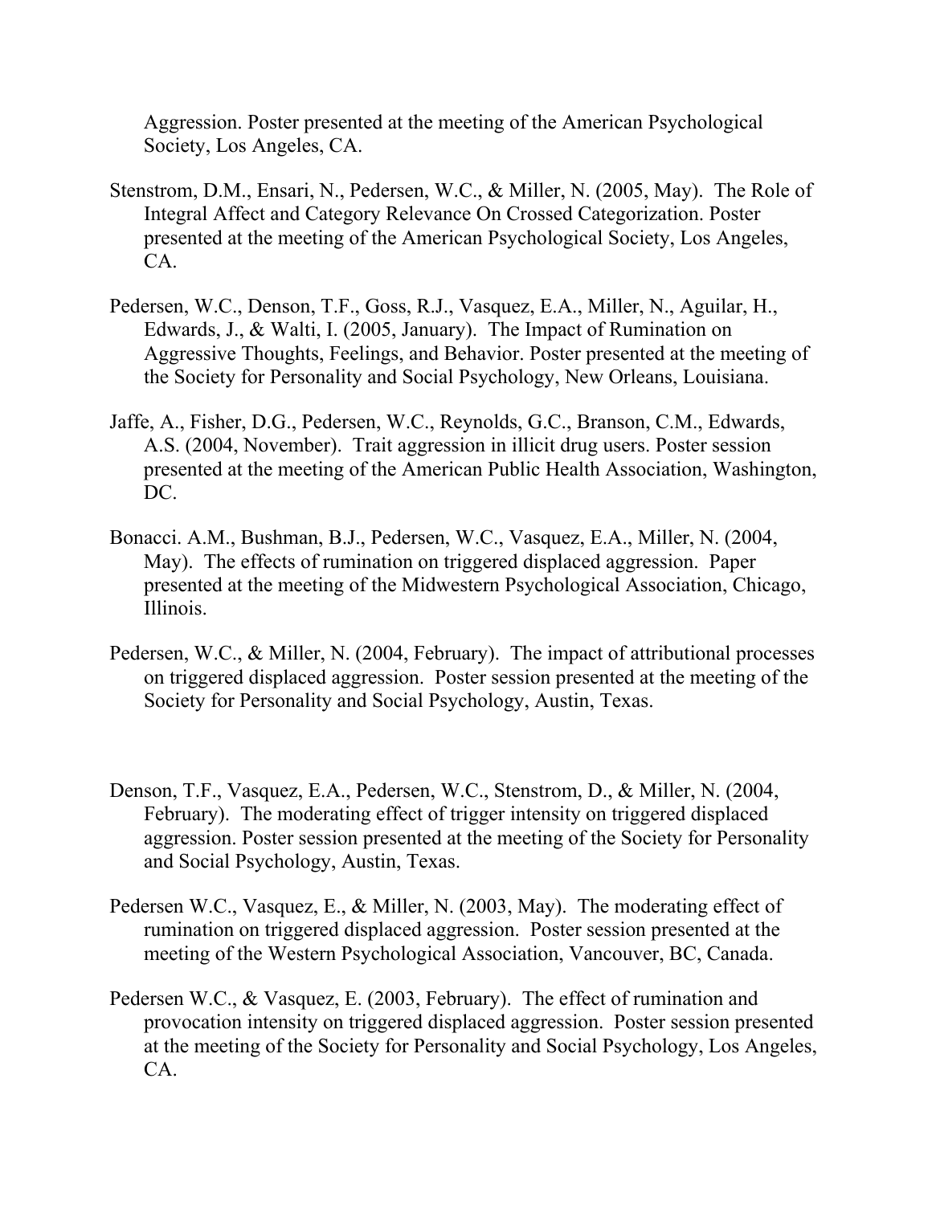Aggression. Poster presented at the meeting of the American Psychological Society, Los Angeles, CA.

Stenstrom, D.M., Ensari, N., Pedersen, W.C., & Miller, N. (2005, May). The Role of Integral Affect and Category Relevance On Crossed Categorization. Poster presented at the meeting of the American Psychological Society, Los Angeles, CA.

Pedersen, W.C., Denson, T.F., Goss, R.J., Vasquez, E.A., Miller, N., Aguilar, H., Edwards, J., & Walti, I. (2005, January). The Impact of Rumination on Aggressive Thoughts, Feelings, and Behavior. Poster presented at the meeting of the Society for Personality and Social Psychology, New Orleans, Louisiana.

Jaffe, A., Fisher, D.G., Pedersen, W.C., Reynolds, G.C., Branson, C.M., Edwards, A.S. (2004, November). Trait aggression in illicit drug users. Poster session presented at the meeting of the American Public Health Association, Washington, DC.

Bonacci. A.M., Bushman, B.J., Pedersen, W.C., Vasquez, E.A., Miller, N. (2004, May). The effects of rumination on triggered displaced aggression. Paper presented at the meeting of the Midwestern Psychological Association, Chicago, Illinois.

Pedersen, W.C., & Miller, N. (2004, February). The impact of attributional processes on triggered displaced aggression. Poster session presented at the meeting of the Society for Personality and Social Psychology, Austin, Texas.

Denson, T.F., Vasquez, E.A., Pedersen, W.C., Stenstrom, D., & Miller, N. (2004, February). The moderating effect of trigger intensity on triggered displaced aggression. Poster session presented at the meeting of the Society for Personality and Social Psychology, Austin, Texas.

Pedersen W.C., Vasquez, E., & Miller, N. (2003, May). The moderating effect of rumination on triggered displaced aggression. Poster session presented at the meeting of the Western Psychological Association, Vancouver, BC, Canada.

Pedersen W.C., & Vasquez, E. (2003, February). The effect of rumination and provocation intensity on triggered displaced aggression. Poster session presented at the meeting of the Society for Personality and Social Psychology, Los Angeles, CA.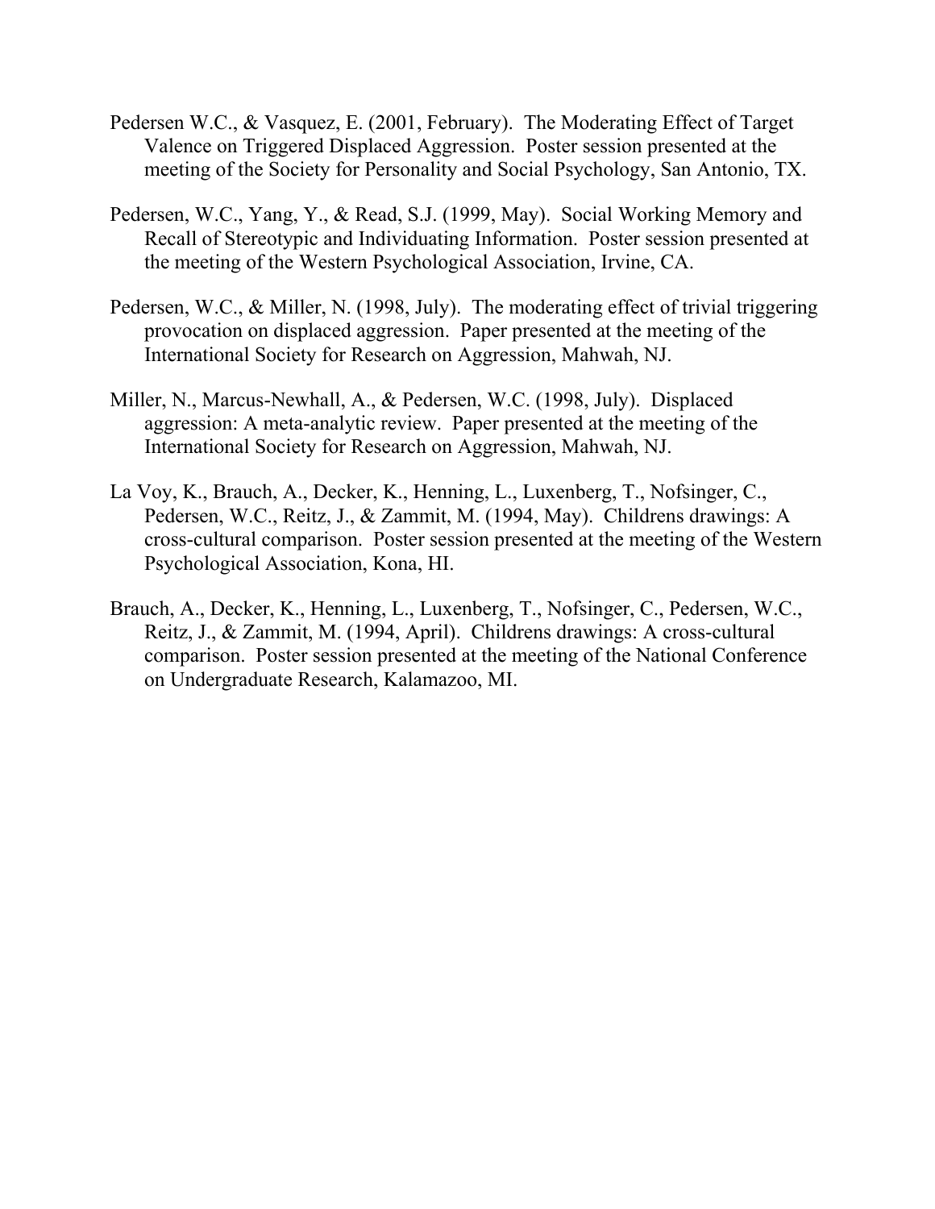Pedersen W.C., & Vasquez, E. (2001, February). The Moderating Effect of Target Valence on Triggered Displaced Aggression. Poster session presented at the meeting of the Society for Personality and Social Psychology, San Antonio, TX.

Pedersen, W.C., Yang, Y., & Read, S.J. (1999, May). Social Working Memory and Recall of Stereotypic and Individuating Information. Poster session presented at the meeting of the Western Psychological Association, Irvine, CA.

Pedersen, W.C., & Miller, N. (1998, July). The moderating effect of trivial triggering provocation on displaced aggression. Paper presented at the meeting of the International Society for Research on Aggression, Mahwah, NJ.

Miller, N., Marcus-Newhall, A., & Pedersen, W.C. (1998, July). Displaced aggression: A meta-analytic review. Paper presented at the meeting of the International Society for Research on Aggression, Mahwah, NJ.

La Voy, K., Brauch, A., Decker, K., Henning, L., Luxenberg, T., Nofsinger, C., Pedersen, W.C., Reitz, J., & Zammit, M. (1994, May). Childrens drawings: A cross-cultural comparison. Poster session presented at the meeting of the Western Psychological Association, Kona, HI.

Brauch, A., Decker, K., Henning, L., Luxenberg, T., Nofsinger, C., Pedersen, W.C., Reitz, J., & Zammit, M. (1994, April). Childrens drawings: A cross-cultural comparison. Poster session presented at the meeting of the National Conference on Undergraduate Research, Kalamazoo, MI.